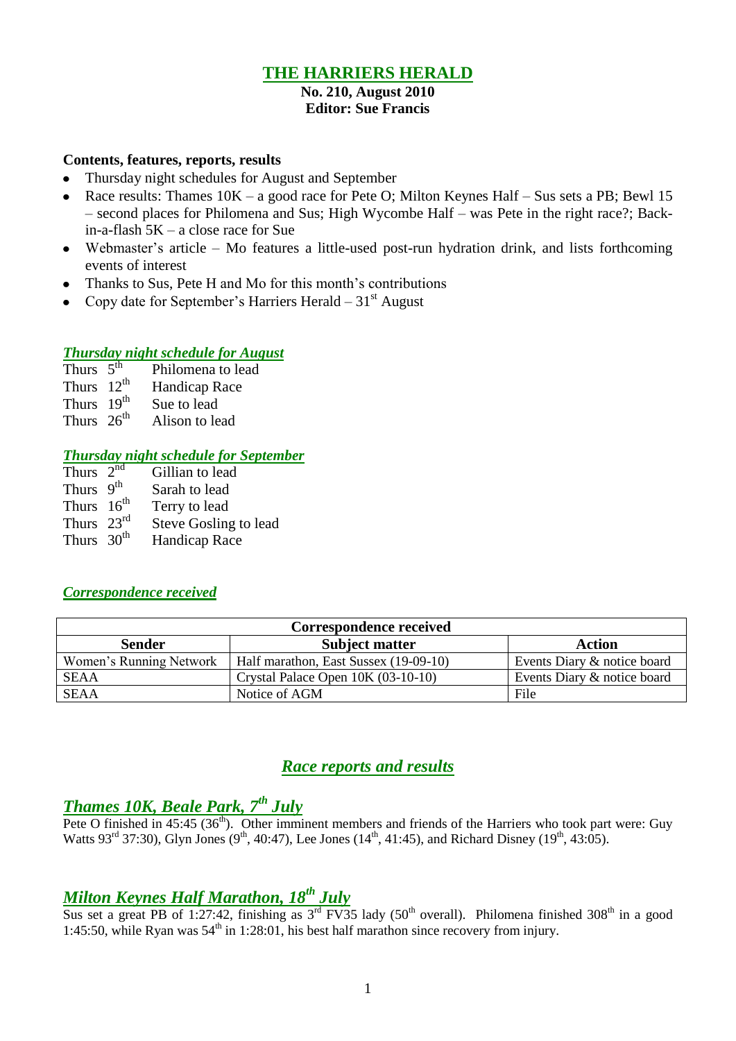# THE HARRIERS HERALD

**No. 210, August 2010**
**Editor: Sue Francis**

**Contents, features, reports, results**

- Thursday night schedules for August and September
- Race results: Thames 10K – a good race for Pete O; Milton Keynes Half – Sus sets a PB; Bewl 15 – second places for Philomena and Sus; High Wycombe Half – was Pete in the right race?; Back-in-a-flash 5K – a close race for Sue
- Webmaster's article – Mo features a little-used post-run hydration drink, and lists forthcoming events of interest
- Thanks to Sus, Pete H and Mo for this month's contributions
- Copy date for September's Harriers Herald – 31st August

## *Thursday night schedule for August*

Thurs 5th Philomena to lead
Thurs 12th Handicap Race
Thurs 19th Sue to lead
Thurs 26th Alison to lead

## *Thursday night schedule for September*

Thurs 2nd Gillian to lead
Thurs 9th Sarah to lead
Thurs 16th Terry to lead
Thurs 23rd Steve Gosling to lead
Thurs 30th Handicap Race

## *Correspondence received*

| Correspondence received | | |
|---|---|---|
| **Sender** | **Subject matter** | **Action** |
| Women's Running Network | Half marathon, East Sussex (19-09-10) | Events Diary & notice board |
| SEAA | Crystal Palace Open 10K (03-10-10) | Events Diary & notice board |
| SEAA | Notice of AGM | File |

# *Race reports and results*

## *Thames 10K, Beale Park, 7th July*

Pete O finished in 45:45 (36th). Other imminent members and friends of the Harriers who took part were: Guy Watts 93rd 37:30), Glyn Jones (9th, 40:47), Lee Jones (14th, 41:45), and Richard Disney (19th, 43:05).

## *Milton Keynes Half Marathon, 18th July*

Sus set a great PB of 1:27:42, finishing as 3rd FV35 lady (50th overall). Philomena finished 308th in a good 1:45:50, while Ryan was 54th in 1:28:01, his best half marathon since recovery from injury.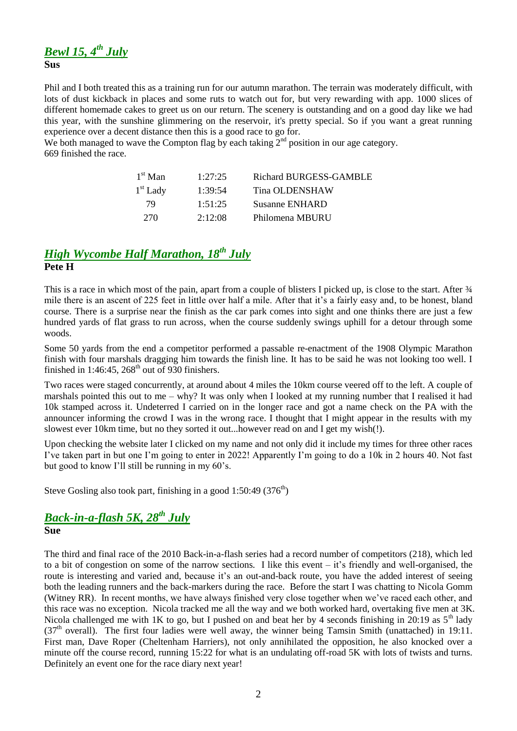## *Bewl 15, 4th July*

**Sus**

Phil and I both treated this as a training run for our autumn marathon. The terrain was moderately difficult, with lots of dust kickback in places and some ruts to watch out for, but very rewarding with app. 1000 slices of different homemade cakes to greet us on our return. The scenery is outstanding and on a good day like we had this year, with the sunshine glimmering on the reservoir, it's pretty special. So if you want a great running experience over a decent distance then this is a good race to go for.
We both managed to wave the Compton flag by each taking 2nd position in our age category.
669 finished the race.

| | | |
|---|---|---|
| 1st Man | 1:27:25 | Richard BURGESS-GAMBLE |
| 1st Lady | 1:39:54 | Tina OLDENSHAW |
| 79 | 1:51:25 | Susanne ENHARD |
| 270 | 2:12:08 | Philomena MBURU |

## *High Wycombe Half Marathon, 18th July*

**Pete H**

This is a race in which most of the pain, apart from a couple of blisters I picked up, is close to the start. After ¾ mile there is an ascent of 225 feet in little over half a mile. After that it's a fairly easy and, to be honest, bland course. There is a surprise near the finish as the car park comes into sight and one thinks there are just a few hundred yards of flat grass to run across, when the course suddenly swings uphill for a detour through some woods.

Some 50 yards from the end a competitor performed a passable re-enactment of the 1908 Olympic Marathon finish with four marshals dragging him towards the finish line. It has to be said he was not looking too well. I finished in 1:46:45, 268th out of 930 finishers.

Two races were staged concurrently, at around about 4 miles the 10km course veered off to the left. A couple of marshals pointed this out to me – why? It was only when I looked at my running number that I realised it had 10k stamped across it. Undeterred I carried on in the longer race and got a name check on the PA with the announcer informing the crowd I was in the wrong race. I thought that I might appear in the results with my slowest ever 10km time, but no they sorted it out...however read on and I get my wish(!).

Upon checking the website later I clicked on my name and not only did it include my times for three other races I've taken part in but one I'm going to enter in 2022! Apparently I'm going to do a 10k in 2 hours 40. Not fast but good to know I'll still be running in my 60's.

Steve Gosling also took part, finishing in a good 1:50:49 (376th)

## *Back-in-a-flash 5K, 28th July*

**Sue**

The third and final race of the 2010 Back-in-a-flash series had a record number of competitors (218), which led to a bit of congestion on some of the narrow sections. I like this event – it's friendly and well-organised, the route is interesting and varied and, because it's an out-and-back route, you have the added interest of seeing both the leading runners and the back-markers during the race. Before the start I was chatting to Nicola Gomm (Witney RR). In recent months, we have always finished very close together when we've raced each other, and this race was no exception. Nicola tracked me all the way and we both worked hard, overtaking five men at 3K. Nicola challenged me with 1K to go, but I pushed on and beat her by 4 seconds finishing in 20:19 as 5th lady (37th overall). The first four ladies were well away, the winner being Tamsin Smith (unattached) in 19:11. First man, Dave Roper (Cheltenham Harriers), not only annihilated the opposition, he also knocked over a minute off the course record, running 15:22 for what is an undulating off-road 5K with lots of twists and turns. Definitely an event one for the race diary next year!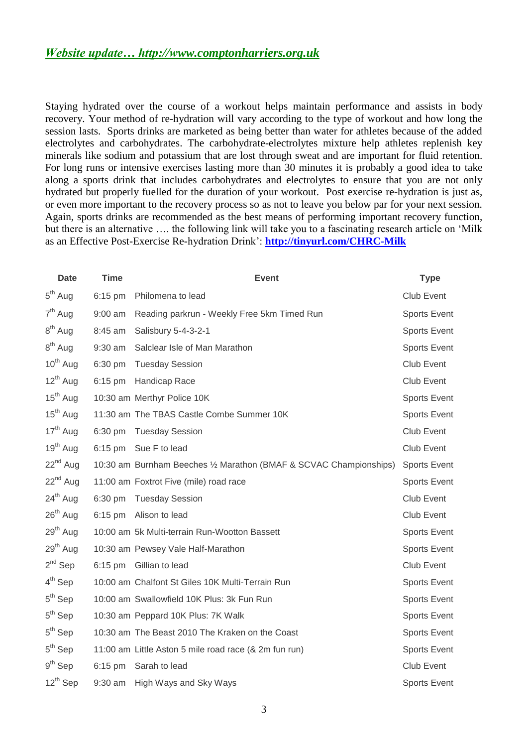## *Website update… http://www.comptonharriers.org.uk*

Staying hydrated over the course of a workout helps maintain performance and assists in body recovery. Your method of re-hydration will vary according to the type of workout and how long the session lasts. Sports drinks are marketed as being better than water for athletes because of the added electrolytes and carbohydrates. The carbohydrate-electrolytes mixture help athletes replenish key minerals like sodium and potassium that are lost through sweat and are important for fluid retention. For long runs or intensive exercises lasting more than 30 minutes it is probably a good idea to take along a sports drink that includes carbohydrates and electrolytes to ensure that you are not only hydrated but properly fuelled for the duration of your workout. Post exercise re-hydration is just as, or even more important to the recovery process so as not to leave you below par for your next session. Again, sports drinks are recommended as the best means of performing important recovery function, but there is an alternative …. the following link will take you to a fascinating research article on 'Milk as an Effective Post-Exercise Re-hydration Drink': **http://tinyurl.com/CHRC-Milk**

| Date | Time | Event | Type |
|---|---|---|---|
| 5th Aug | 6:15 pm | Philomena to lead | Club Event |
| 7th Aug | 9:00 am | Reading parkrun - Weekly Free 5km Timed Run | Sports Event |
| 8th Aug | 8:45 am | Salisbury 5-4-3-2-1 | Sports Event |
| 8th Aug | 9:30 am | Salclear Isle of Man Marathon | Sports Event |
| 10th Aug | 6:30 pm | Tuesday Session | Club Event |
| 12th Aug | 6:15 pm | Handicap Race | Club Event |
| 15th Aug | 10:30 am | Merthyr Police 10K | Sports Event |
| 15th Aug | 11:30 am | The TBAS Castle Combe Summer 10K | Sports Event |
| 17th Aug | 6:30 pm | Tuesday Session | Club Event |
| 19th Aug | 6:15 pm | Sue F to lead | Club Event |
| 22nd Aug | 10:30 am | Burnham Beeches ½ Marathon (BMAF & SCVAC Championships) | Sports Event |
| 22nd Aug | 11:00 am | Foxtrot Five (mile) road race | Sports Event |
| 24th Aug | 6:30 pm | Tuesday Session | Club Event |
| 26th Aug | 6:15 pm | Alison to lead | Club Event |
| 29th Aug | 10:00 am | 5k Multi-terrain Run-Wootton Bassett | Sports Event |
| 29th Aug | 10:30 am | Pewsey Vale Half-Marathon | Sports Event |
| 2nd Sep | 6:15 pm | Gillian to lead | Club Event |
| 4th Sep | 10:00 am | Chalfont St Giles 10K Multi-Terrain Run | Sports Event |
| 5th Sep | 10:00 am | Swallowfield 10K Plus: 3k Fun Run | Sports Event |
| 5th Sep | 10:30 am | Peppard 10K Plus: 7K Walk | Sports Event |
| 5th Sep | 10:30 am | The Beast 2010 The Kraken on the Coast | Sports Event |
| 5th Sep | 11:00 am | Little Aston 5 mile road race (& 2m fun run) | Sports Event |
| 9th Sep | 6:15 pm | Sarah to lead | Club Event |
| 12th Sep | 9:30 am | High Ways and Sky Ways | Sports Event |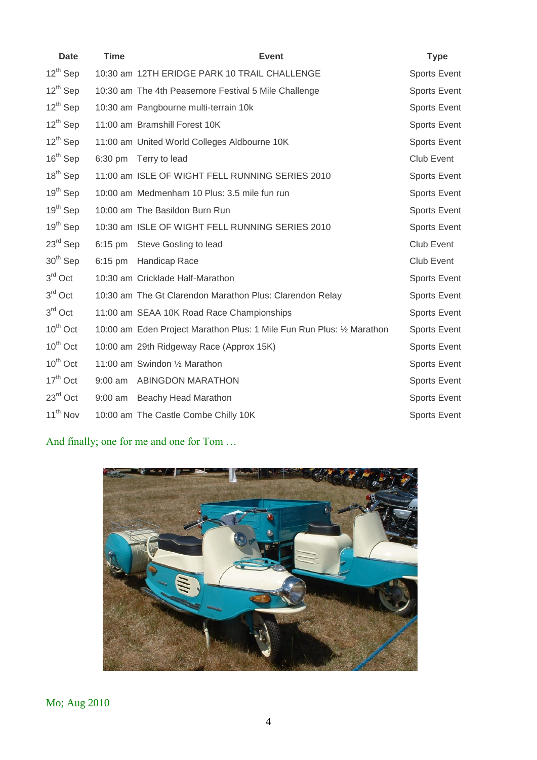| Date | Time | Event | Type |
|---|---|---|---|
| 12th Sep | 10:30 am | 12TH ERIDGE PARK 10 TRAIL CHALLENGE | Sports Event |
| 12th Sep | 10:30 am | The 4th Peasemore Festival 5 Mile Challenge | Sports Event |
| 12th Sep | 10:30 am | Pangbourne multi-terrain 10k | Sports Event |
| 12th Sep | 11:00 am | Bramshill Forest 10K | Sports Event |
| 12th Sep | 11:00 am | United World Colleges Aldbourne 10K | Sports Event |
| 16th Sep | 6:30 pm | Terry to lead | Club Event |
| 18th Sep | 11:00 am | ISLE OF WIGHT FELL RUNNING SERIES 2010 | Sports Event |
| 19th Sep | 10:00 am | Medmenham 10 Plus: 3.5 mile fun run | Sports Event |
| 19th Sep | 10:00 am | The Basildon Burn Run | Sports Event |
| 19th Sep | 10:30 am | ISLE OF WIGHT FELL RUNNING SERIES 2010 | Sports Event |
| 23rd Sep | 6:15 pm | Steve Gosling to lead | Club Event |
| 30th Sep | 6:15 pm | Handicap Race | Club Event |
| 3rd Oct | 10:30 am | Cricklade Half-Marathon | Sports Event |
| 3rd Oct | 10:30 am | The Gt Clarendon Marathon Plus: Clarendon Relay | Sports Event |
| 3rd Oct | 11:00 am | SEAA 10K Road Race Championships | Sports Event |
| 10th Oct | 10:00 am | Eden Project Marathon Plus: 1 Mile Fun Run Plus: ½ Marathon | Sports Event |
| 10th Oct | 10:00 am | 29th Ridgeway Race (Approx 15K) | Sports Event |
| 10th Oct | 11:00 am | Swindon ½ Marathon | Sports Event |
| 17th Oct | 9:00 am | ABINGDON MARATHON | Sports Event |
| 23rd Oct | 9:00 am | Beachy Head Marathon | Sports Event |
| 11th Nov | 10:00 am | The Castle Combe Chilly 10K | Sports Event |

And finally; one for me and one for Tom …

Mo; Aug 2010